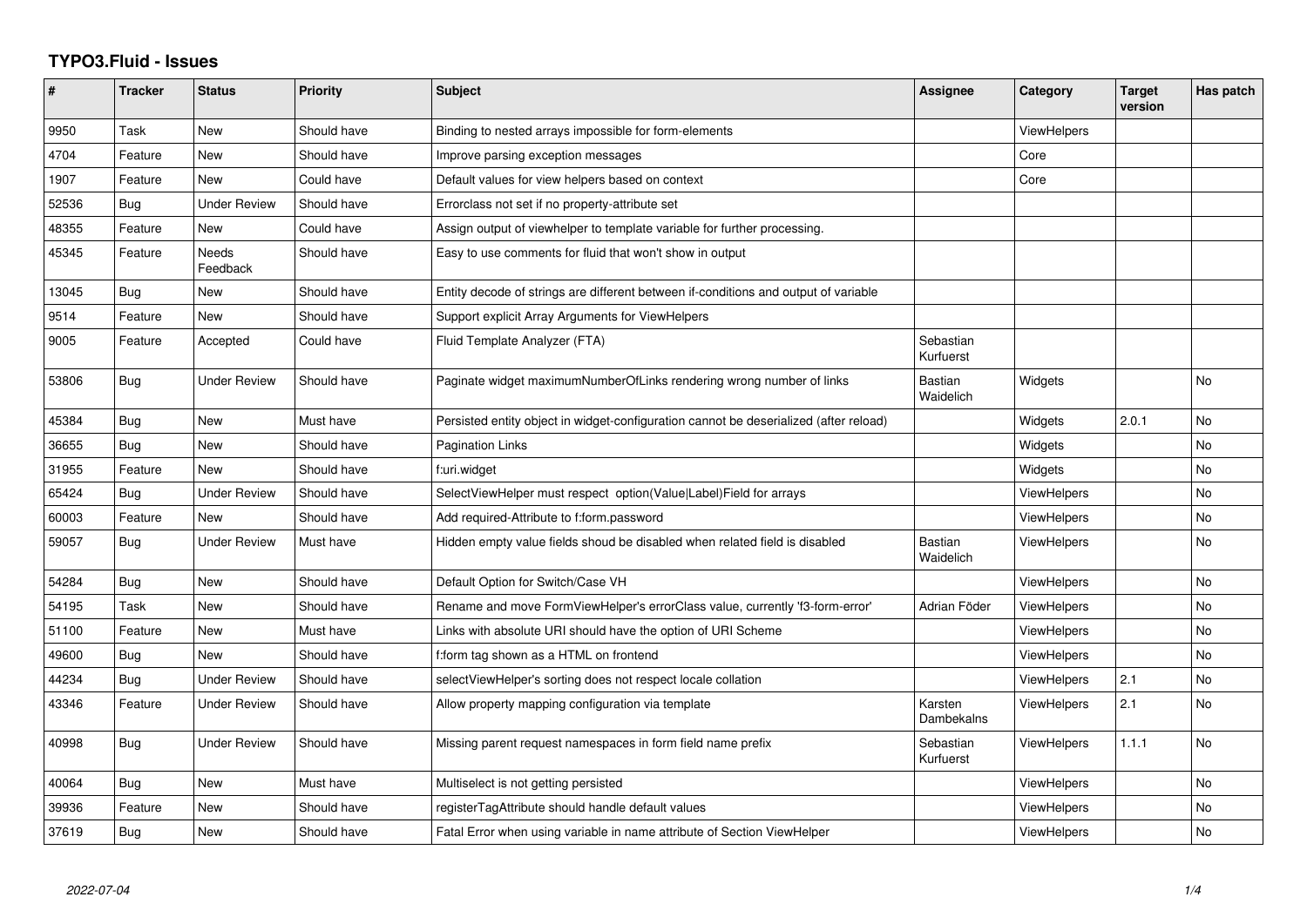# TYPO3.Fluid - Issues

| # | Tracker | Status | Priority | Subject | Assignee | Category | Target version | Has patch |
|---|---|---|---|---|---|---|---|---|
| 9950 | Task | New | Should have | Binding to nested arrays impossible for form-elements | | ViewHelpers | | |
| 4704 | Feature | New | Should have | Improve parsing exception messages | | Core | | |
| 1907 | Feature | New | Could have | Default values for view helpers based on context | | Core | | |
| 52536 | Bug | Under Review | Should have | Errorclass not set if no property-attribute set | | | | |
| 48355 | Feature | New | Could have | Assign output of viewhelper to template variable for further processing. | | | | |
| 45345 | Feature | Needs Feedback | Should have | Easy to use comments for fluid that won't show in output | | | | |
| 13045 | Bug | New | Should have | Entity decode of strings are different between if-conditions and output of variable | | | | |
| 9514 | Feature | New | Should have | Support explicit Array Arguments for ViewHelpers | | | | |
| 9005 | Feature | Accepted | Could have | Fluid Template Analyzer (FTA) | Sebastian Kurfuerst | | | |
| 53806 | Bug | Under Review | Should have | Paginate widget maximumNumberOfLinks rendering wrong number of links | Bastian Waidelich | Widgets | | No |
| 45384 | Bug | New | Must have | Persisted entity object in widget-configuration cannot be deserialized (after reload) | | Widgets | 2.0.1 | No |
| 36655 | Bug | New | Should have | Pagination Links | | Widgets | | No |
| 31955 | Feature | New | Should have | f:uri.widget | | Widgets | | No |
| 65424 | Bug | Under Review | Should have | SelectViewHelper must respect option(Value\|Label)Field for arrays | | ViewHelpers | | No |
| 60003 | Feature | New | Should have | Add required-Attribute to f:form.password | | ViewHelpers | | No |
| 59057 | Bug | Under Review | Must have | Hidden empty value fields shoud be disabled when related field is disabled | Bastian Waidelich | ViewHelpers | | No |
| 54284 | Bug | New | Should have | Default Option for Switch/Case VH | | ViewHelpers | | No |
| 54195 | Task | New | Should have | Rename and move FormViewHelper's errorClass value, currently 'f3-form-error' | Adrian Föder | ViewHelpers | | No |
| 51100 | Feature | New | Must have | Links with absolute URI should have the option of URI Scheme | | ViewHelpers | | No |
| 49600 | Bug | New | Should have | f:form tag shown as a HTML on frontend | | ViewHelpers | | No |
| 44234 | Bug | Under Review | Should have | selectViewHelper's sorting does not respect locale collation | | ViewHelpers | 2.1 | No |
| 43346 | Feature | Under Review | Should have | Allow property mapping configuration via template | Karsten Dambekalns | ViewHelpers | 2.1 | No |
| 40998 | Bug | Under Review | Should have | Missing parent request namespaces in form field name prefix | Sebastian Kurfuerst | ViewHelpers | 1.1.1 | No |
| 40064 | Bug | New | Must have | Multiselect is not getting persisted | | ViewHelpers | | No |
| 39936 | Feature | New | Should have | registerTagAttribute should handle default values | | ViewHelpers | | No |
| 37619 | Bug | New | Should have | Fatal Error when using variable in name attribute of Section ViewHelper | | ViewHelpers | | No |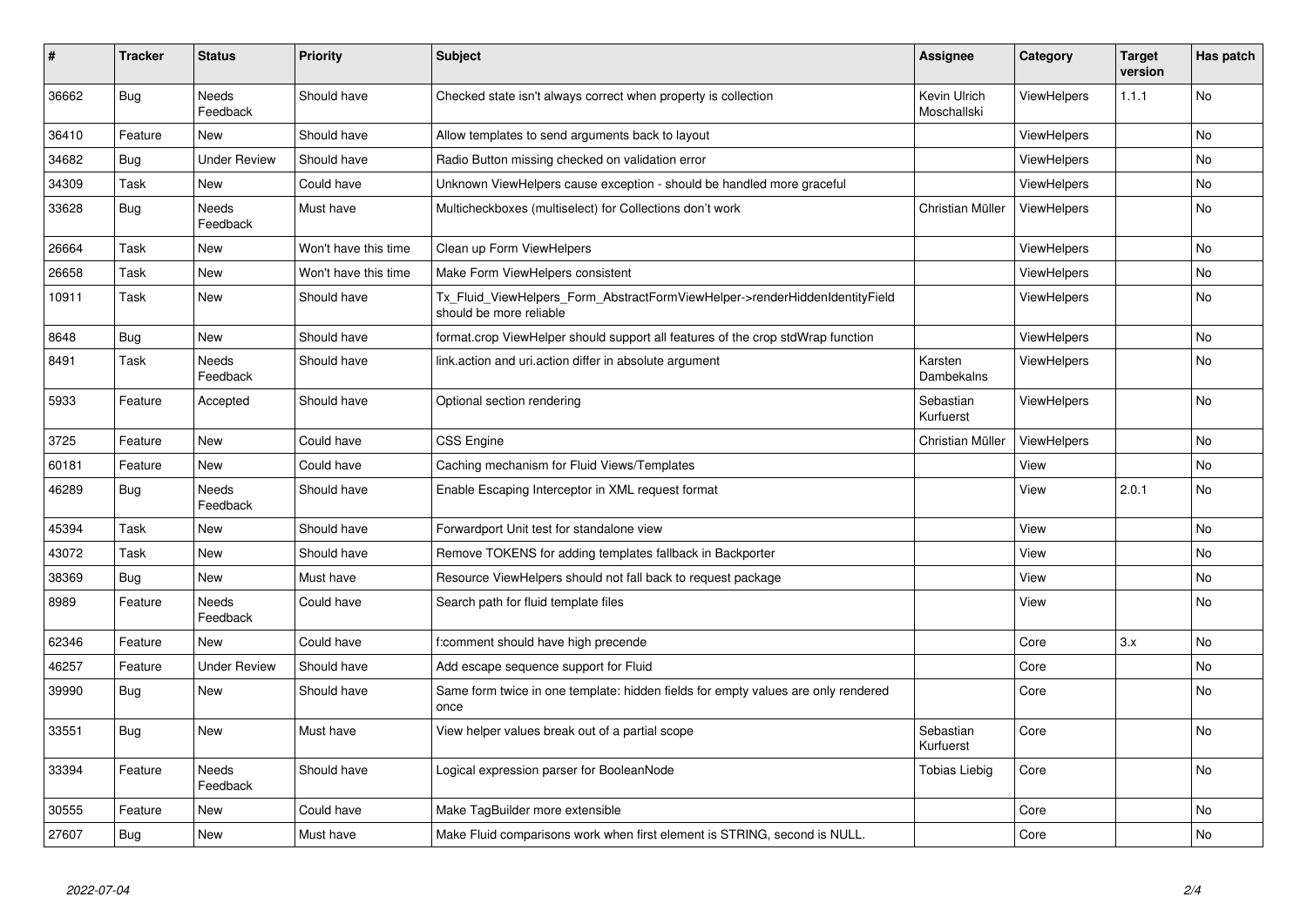| # | Tracker | Status | Priority | Subject | Assignee | Category | Target version | Has patch |
|---|---|---|---|---|---|---|---|---|
| 36662 | Bug | Needs Feedback | Should have | Checked state isn't always correct when property is collection | Kevin Ulrich Moschallski | ViewHelpers | 1.1.1 | No |
| 36410 | Feature | New | Should have | Allow templates to send arguments back to layout | | ViewHelpers | | No |
| 34682 | Bug | Under Review | Should have | Radio Button missing checked on validation error | | ViewHelpers | | No |
| 34309 | Task | New | Could have | Unknown ViewHelpers cause exception - should be handled more graceful | | ViewHelpers | | No |
| 33628 | Bug | Needs Feedback | Must have | Multicheckboxes (multiselect) for Collections don't work | Christian Müller | ViewHelpers | | No |
| 26664 | Task | New | Won't have this time | Clean up Form ViewHelpers | | ViewHelpers | | No |
| 26658 | Task | New | Won't have this time | Make Form ViewHelpers consistent | | ViewHelpers | | No |
| 10911 | Task | New | Should have | Tx_Fluid_ViewHelpers_Form_AbstractFormViewHelper->renderHiddenIdentityField should be more reliable | | ViewHelpers | | No |
| 8648 | Bug | New | Should have | format.crop ViewHelper should support all features of the crop stdWrap function | | ViewHelpers | | No |
| 8491 | Task | Needs Feedback | Should have | link.action and uri.action differ in absolute argument | Karsten Dambekalns | ViewHelpers | | No |
| 5933 | Feature | Accepted | Should have | Optional section rendering | Sebastian Kurfuerst | ViewHelpers | | No |
| 3725 | Feature | New | Could have | CSS Engine | Christian Müller | ViewHelpers | | No |
| 60181 | Feature | New | Could have | Caching mechanism for Fluid Views/Templates | | View | | No |
| 46289 | Bug | Needs Feedback | Should have | Enable Escaping Interceptor in XML request format | | View | 2.0.1 | No |
| 45394 | Task | New | Should have | Forwardport Unit test for standalone view | | View | | No |
| 43072 | Task | New | Should have | Remove TOKENS for adding templates fallback in Backporter | | View | | No |
| 38369 | Bug | New | Must have | Resource ViewHelpers should not fall back to request package | | View | | No |
| 8989 | Feature | Needs Feedback | Could have | Search path for fluid template files | | View | | No |
| 62346 | Feature | New | Could have | f:comment should have high precende | | Core | 3.x | No |
| 46257 | Feature | Under Review | Should have | Add escape sequence support for Fluid | | Core | | No |
| 39990 | Bug | New | Should have | Same form twice in one template: hidden fields for empty values are only rendered once | | Core | | No |
| 33551 | Bug | New | Must have | View helper values break out of a partial scope | Sebastian Kurfuerst | Core | | No |
| 33394 | Feature | Needs Feedback | Should have | Logical expression parser for BooleanNode | Tobias Liebig | Core | | No |
| 30555 | Feature | New | Could have | Make TagBuilder more extensible | | Core | | No |
| 27607 | Bug | New | Must have | Make Fluid comparisons work when first element is STRING, second is NULL. | | Core | | No |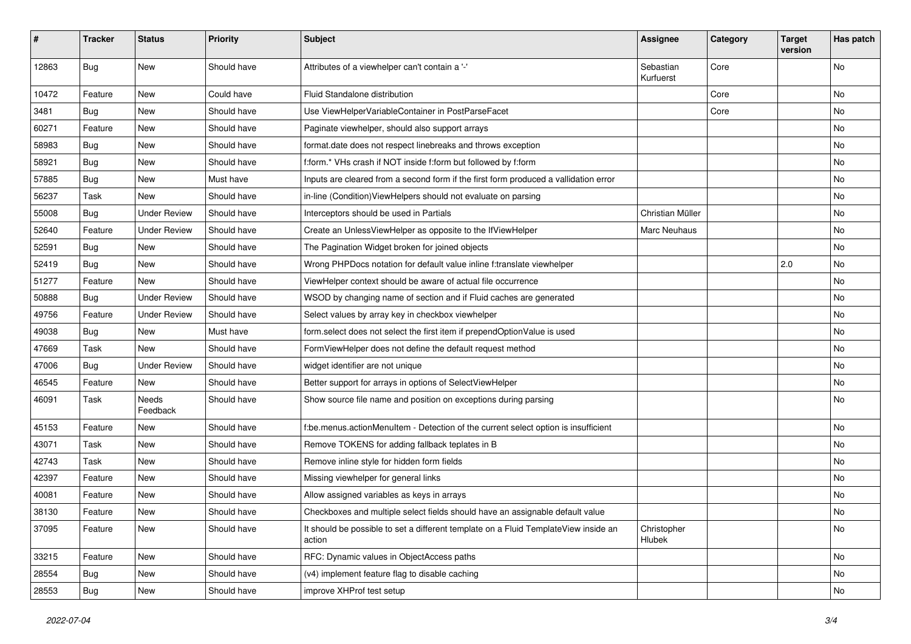| # | Tracker | Status | Priority | Subject | Assignee | Category | Target version | Has patch |
|---|---|---|---|---|---|---|---|---|
| 12863 | Bug | New | Should have | Attributes of a viewhelper can't contain a '-' | Sebastian Kurfuerst | Core | | No |
| 10472 | Feature | New | Could have | Fluid Standalone distribution | | Core | | No |
| 3481 | Bug | New | Should have | Use ViewHelperVariableContainer in PostParseFacet | | Core | | No |
| 60271 | Feature | New | Should have | Paginate viewhelper, should also support arrays | | | | No |
| 58983 | Bug | New | Should have | format.date does not respect linebreaks and throws exception | | | | No |
| 58921 | Bug | New | Should have | f:form.* VHs crash if NOT inside f:form but followed by f:form | | | | No |
| 57885 | Bug | New | Must have | Inputs are cleared from a second form if the first form produced a vallidation error | | | | No |
| 56237 | Task | New | Should have | in-line (Condition)ViewHelpers should not evaluate on parsing | | | | No |
| 55008 | Bug | Under Review | Should have | Interceptors should be used in Partials | Christian Müller | | | No |
| 52640 | Feature | Under Review | Should have | Create an UnlessViewHelper as opposite to the IfViewHelper | Marc Neuhaus | | | No |
| 52591 | Bug | New | Should have | The Pagination Widget broken for joined objects | | | | No |
| 52419 | Bug | New | Should have | Wrong PHPDocs notation for default value inline f:translate viewhelper | | | 2.0 | No |
| 51277 | Feature | New | Should have | ViewHelper context should be aware of actual file occurrence | | | | No |
| 50888 | Bug | Under Review | Should have | WSOD by changing name of section and if Fluid caches are generated | | | | No |
| 49756 | Feature | Under Review | Should have | Select values by array key in checkbox viewhelper | | | | No |
| 49038 | Bug | New | Must have | form.select does not select the first item if prependOptionValue is used | | | | No |
| 47669 | Task | New | Should have | FormViewHelper does not define the default request method | | | | No |
| 47006 | Bug | Under Review | Should have | widget identifier are not unique | | | | No |
| 46545 | Feature | New | Should have | Better support for arrays in options of SelectViewHelper | | | | No |
| 46091 | Task | Needs Feedback | Should have | Show source file name and position on exceptions during parsing | | | | No |
| 45153 | Feature | New | Should have | f:be.menus.actionMenuItem - Detection of the current select option is insufficient | | | | No |
| 43071 | Task | New | Should have | Remove TOKENS for adding fallback teplates in B | | | | No |
| 42743 | Task | New | Should have | Remove inline style for hidden form fields | | | | No |
| 42397 | Feature | New | Should have | Missing viewhelper for general links | | | | No |
| 40081 | Feature | New | Should have | Allow assigned variables as keys in arrays | | | | No |
| 38130 | Feature | New | Should have | Checkboxes and multiple select fields should have an assignable default value | | | | No |
| 37095 | Feature | New | Should have | It should be possible to set a different template on a Fluid TemplateView inside an action | Christopher Hlubek | | | No |
| 33215 | Feature | New | Should have | RFC: Dynamic values in ObjectAccess paths | | | | No |
| 28554 | Bug | New | Should have | (v4) implement feature flag to disable caching | | | | No |
| 28553 | Bug | New | Should have | improve XHProf test setup | | | | No |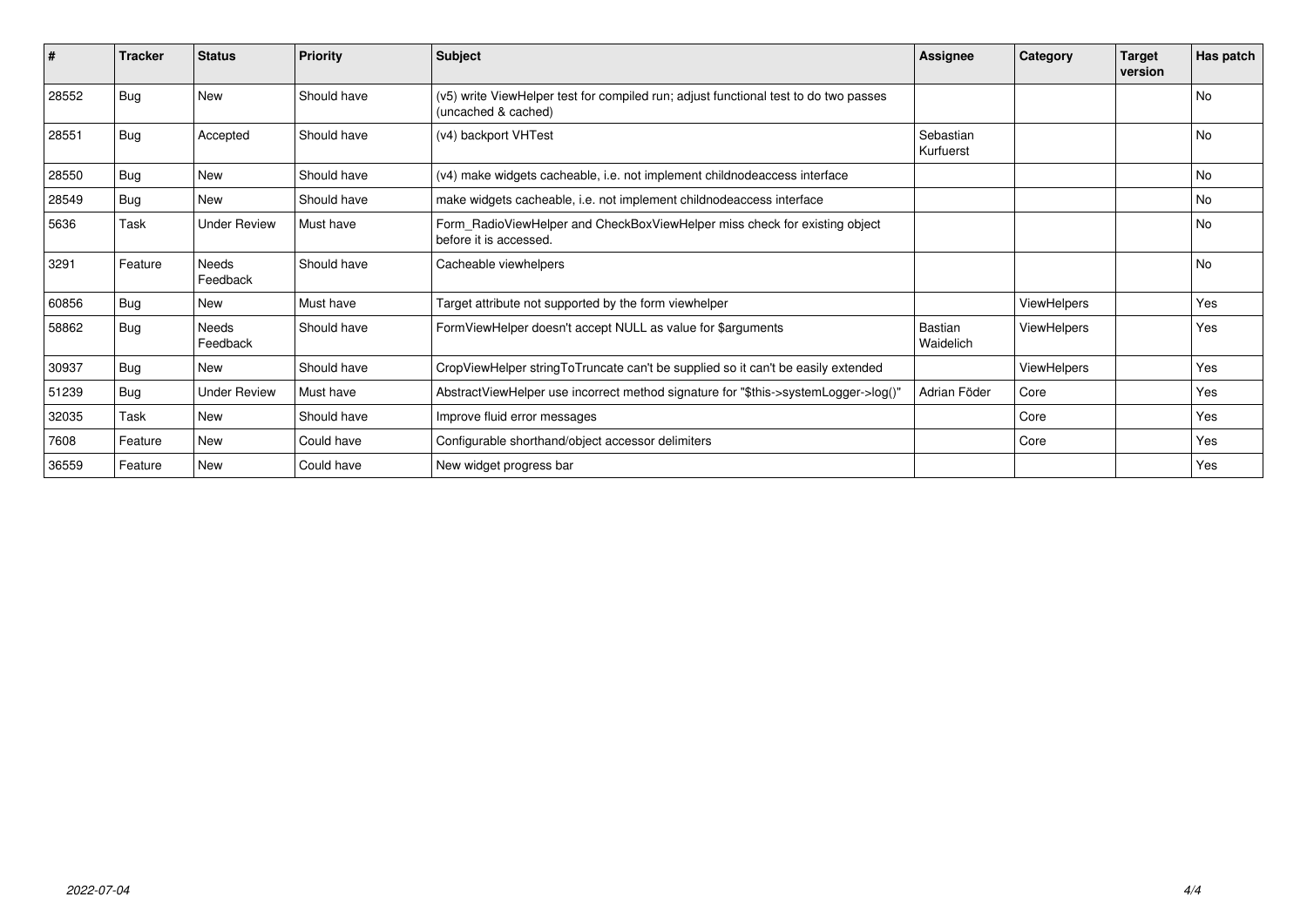| # | Tracker | Status | Priority | Subject | Assignee | Category | Target version | Has patch |
| --- | --- | --- | --- | --- | --- | --- | --- | --- |
| 28552 | Bug | New | Should have | (v5) write ViewHelper test for compiled run; adjust functional test to do two passes (uncached & cached) | | | | No |
| 28551 | Bug | Accepted | Should have | (v4) backport VHTest | Sebastian Kurfuerst | | | No |
| 28550 | Bug | New | Should have | (v4) make widgets cacheable, i.e. not implement childnodeaccess interface | | | | No |
| 28549 | Bug | New | Should have | make widgets cacheable, i.e. not implement childnodeaccess interface | | | | No |
| 5636 | Task | Under Review | Must have | Form_RadioViewHelper and CheckBoxViewHelper miss check for existing object before it is accessed. | | | | No |
| 3291 | Feature | Needs Feedback | Should have | Cacheable viewhelpers | | | | No |
| 60856 | Bug | New | Must have | Target attribute not supported by the form viewhelper | | ViewHelpers | | Yes |
| 58862 | Bug | Needs Feedback | Should have | FormViewHelper doesn't accept NULL as value for $arguments | Bastian Waidelich | ViewHelpers | | Yes |
| 30937 | Bug | New | Should have | CropViewHelper stringToTruncate can't be supplied so it can't be easily extended | | ViewHelpers | | Yes |
| 51239 | Bug | Under Review | Must have | AbstractViewHelper use incorrect method signature for "$this->systemLogger->log()" | Adrian Föder | Core | | Yes |
| 32035 | Task | New | Should have | Improve fluid error messages | | Core | | Yes |
| 7608 | Feature | New | Could have | Configurable shorthand/object accessor delimiters | | Core | | Yes |
| 36559 | Feature | New | Could have | New widget progress bar | | | | Yes |